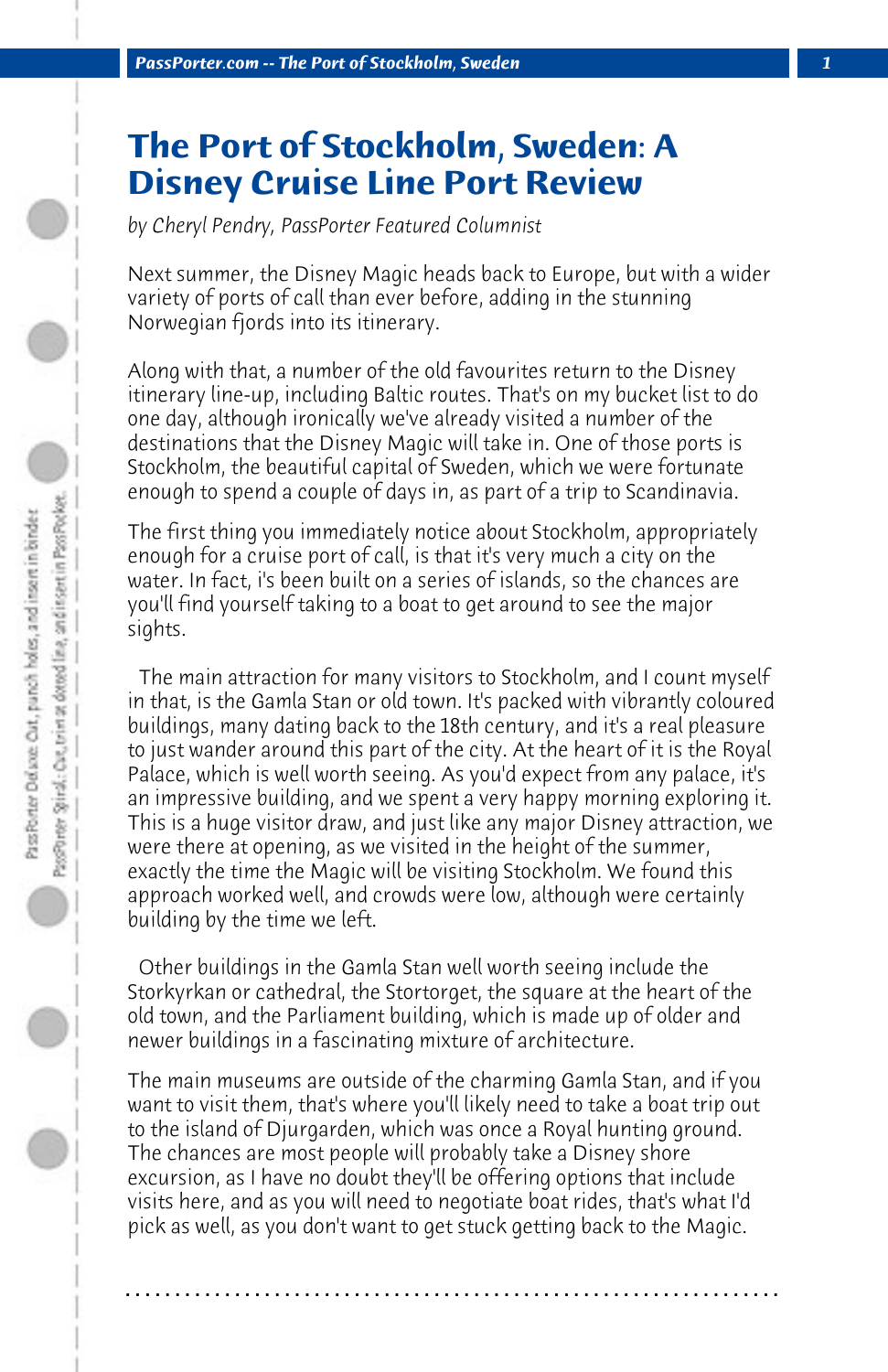# The Port of Stockholm, Sweden: A Disney Cruise Line Port Review

*by Cheryl Pendry, PassPorter Featured Columnist*

Next summer, the Disney Magic heads back to Europe, but with a wider variety of ports of call than ever before, adding in the stunning Norwegian fjords into its itinerary.

Along with that, a number of the old favourites return to the Disney itinerary line-up, including Baltic routes. That's on my bucket list to do one day, although ironically we've already visited a number of the destinations that the Disney Magic will take in. One of those ports is Stockholm, the beautiful capital of Sweden, which we were fortunate enough to spend a couple of days in, as part of a trip to Scandinavia.

The first thing you immediately notice about Stockholm, appropriately enough for a cruise port of call, is that it's very much a city on the water. In fact, i's been built on a series of islands, so the chances are you'll find yourself taking to a boat to get around to see the major sights.

The main attraction for many visitors to Stockholm, and I count myself in that, is the Gamla Stan or old town. It's packed with vibrantly coloured buildings, many dating back to the 18th century, and it's a real pleasure to just wander around this part of the city. At the heart of it is the Royal Palace, which is well worth seeing. As you'd expect from any palace, it's an impressive building, and we spent a very happy morning exploring it. This is a huge visitor draw, and just like any major Disney attraction, we were there at opening, as we visited in the height of the summer, exactly the time the Magic will be visiting Stockholm. We found this approach worked well, and crowds were low, although were certainly building by the time we left.

Other buildings in the Gamla Stan well worth seeing include the Storkyrkan or cathedral, the Stortorget, the square at the heart of the old town, and the Parliament building, which is made up of older and newer buildings in a fascinating mixture of architecture.

The main museums are outside of the charming Gamla Stan, and if you want to visit them, that's where you'll likely need to take a boat trip out to the island of Djurgarden, which was once a Royal hunting ground. The chances are most people will probably take a Disney shore excursion, as I have no doubt they'll be offering options that include visits here, and as you will need to negotiate boat rides, that's what I'd pick as well, as you don't want to get stuck getting back to the Magic.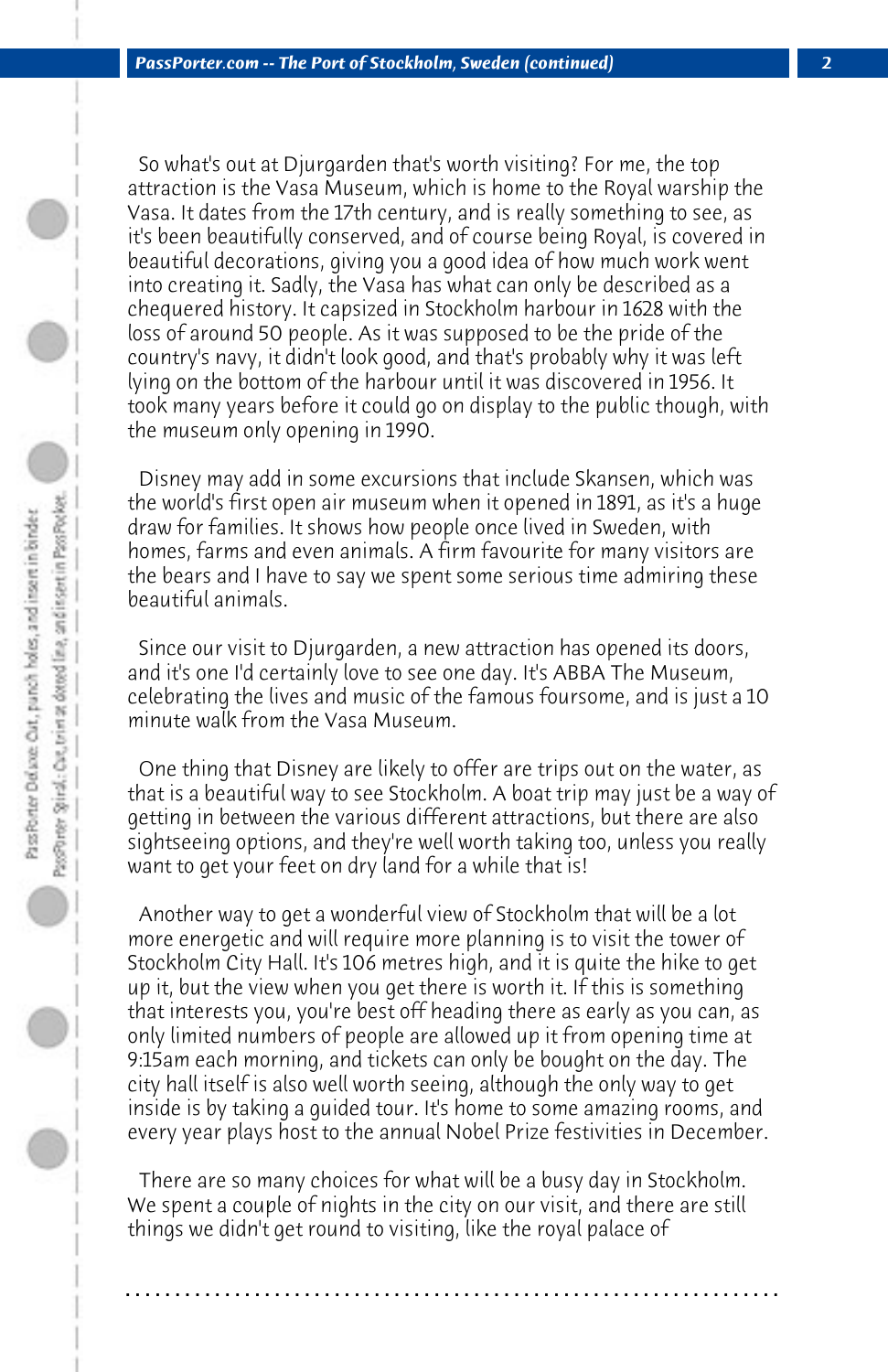So what's out at Djurgarden that's worth visiting? For me, the top attraction is the Vasa Museum, which is home to the Royal warship the Vasa. It dates from the 17th century, and is really something to see, as it's been beautifully conserved, and of course being Royal, is covered in beautiful decorations, giving you a good idea of how much work went into creating it. Sadly, the Vasa has what can only be described as a chequered history. It capsized in Stockholm harbour in 1628 with the loss of around 50 people. As it was supposed to be the pride of the country's navy, it didn't look good, and that's probably why it was left lying on the bottom of the harbour until it was discovered in 1956. It took many years before it could go on display to the public though, with the museum only opening in 1990.

Disney may add in some excursions that include Skansen, which was the world's first open air museum when it opened in 1891, as it's a huge draw for families. It shows how people once lived in Sweden, with homes, farms and even animals. A firm favourite for many visitors are the bears and I have to say we spent some serious time admiring these beautiful animals.

Since our visit to Djurgarden, a new attraction has opened its doors, and it's one I'd certainly love to see one day. It's ABBA The Museum, celebrating the lives and music of the famous foursome, and is just a 10 minute walk from the Vasa Museum.

One thing that Disney are likely to offer are trips out on the water, as that is a beautiful way to see Stockholm. A boat trip may just be a way of getting in between the various different attractions, but there are also sightseeing options, and they're well worth taking too, unless you really want to get your feet on dry land for a while that is!

Another way to get a wonderful view of Stockholm that will be a lot more energetic and will require more planning is to visit the tower of Stockholm City Hall. It's 106 metres high, and it is quite the hike to get up it, but the view when you get there is worth it. If this is something that interests you, you're best off heading there as early as you can, as only limited numbers of people are allowed up it from opening time at 9:15am each morning, and tickets can only be bought on the day. The city hall itself is also well worth seeing, although the only way to get inside is by taking a guided tour. It's home to some amazing rooms, and every year plays host to the annual Nobel Prize festivities in December.

There are so many choices for what will be a busy day in Stockholm. We spent a couple of nights in the city on our visit, and there are still things we didn't get round to visiting, like the royal palace of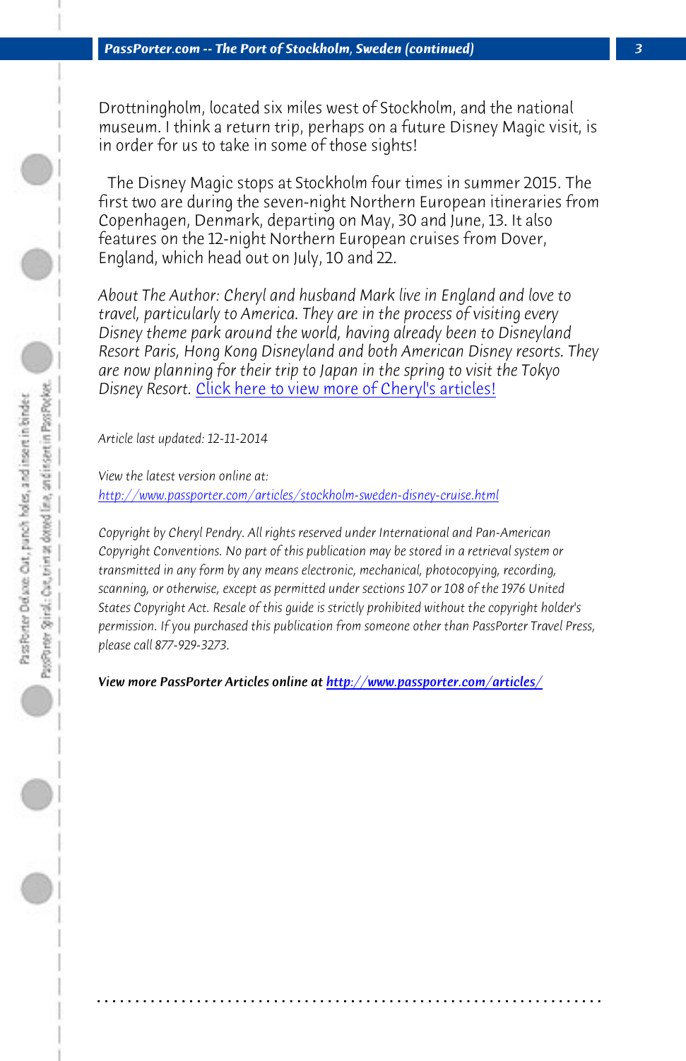Drottningholm, located six miles west of Stockholm, and the national museum. I think a return trip, perhaps on a future Disney Magic visit, is in order for us to take in some of those sights!

The Disney Magic stops at Stockholm four times in summer 2015. The first two are during the seven-night Northern European itineraries from Copenhagen, Denmark, departing on May, 30 and June, 13. It also features on the 12-night Northern European cruises from Dover, England, which head out on July, 10 and 22.

*About The Author: Cheryl and husband Mark live in England and love to travel, particularly to America. They are in the process of visiting every Disney theme park around the world, having already been to Disneyland Resort Paris, Hong Kong Disneyland and both American Disney resorts. They are now planning for their trip to Japan in the spring to visit the Tokyo Disney Resort.* Click here to view more of Cheryl's articles!

*Article last updated: 12-11-2014*

*View the latest version online at:*
*http://www.passporter.com/articles/stockholm-sweden-disney-cruise.html*

*Copyright by Cheryl Pendry. All rights reserved under International and Pan-American Copyright Conventions. No part of this publication may be stored in a retrieval system or transmitted in any form by any means electronic, mechanical, photocopying, recording, scanning, or otherwise, except as permitted under sections 107 or 108 of the 1976 United States Copyright Act. Resale of this guide is strictly prohibited without the copyright holder's permission. If you purchased this publication from someone other than PassPorter Travel Press, please call 877-929-3273.*

***View more PassPorter Articles online at http://www.passporter.com/articles/***